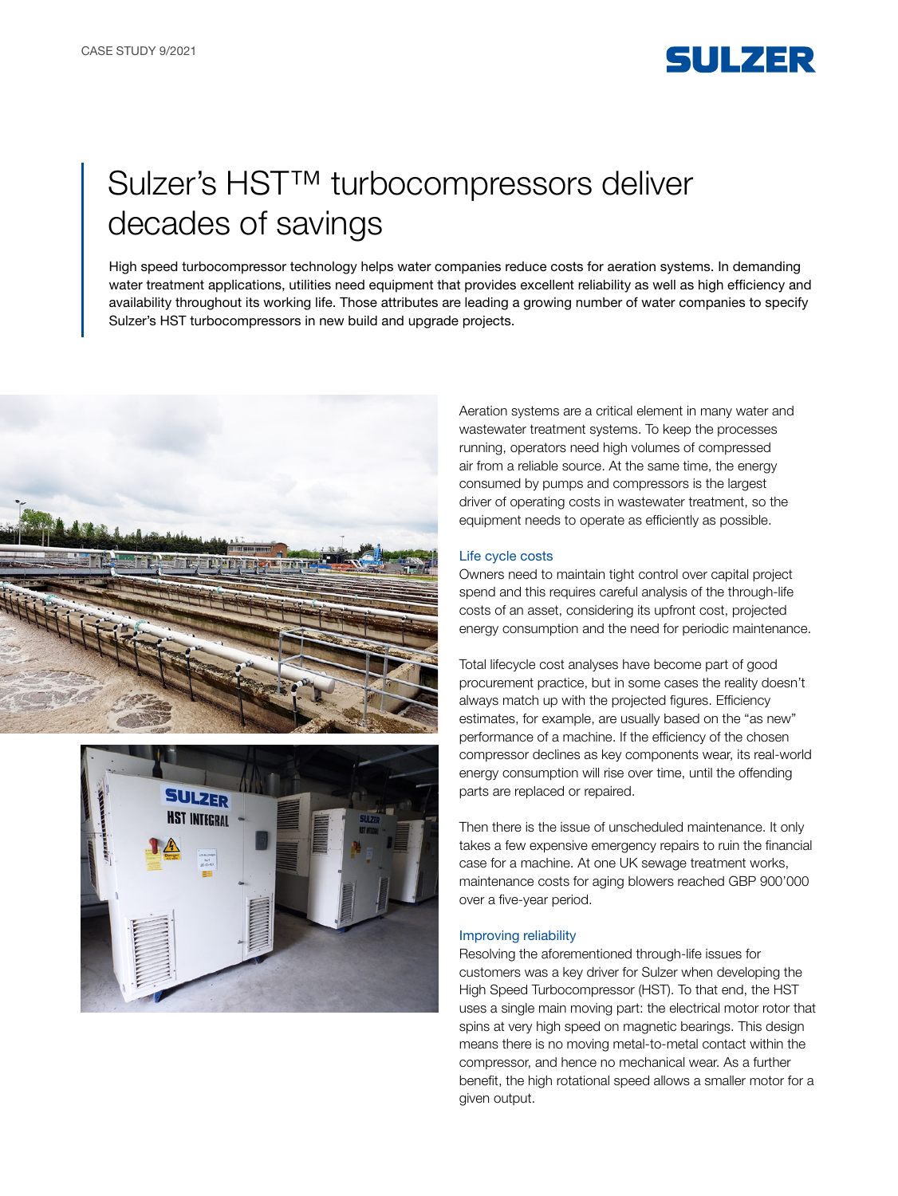CASE STUDY 9/2021

# Sulzer's HST™ turbocompressors deliver decades of savings

High speed turbocompressor technology helps water companies reduce costs for aeration systems. In demanding water treatment applications, utilities need equipment that provides excellent reliability as well as high efficiency and availability throughout its working life. Those attributes are leading a growing number of water companies to specify Sulzer's HST turbocompressors in new build and upgrade projects.

Aeration systems are a critical element in many water and wastewater treatment systems. To keep the processes running, operators need high volumes of compressed air from a reliable source. At the same time, the energy consumed by pumps and compressors is the largest driver of operating costs in wastewater treatment, so the equipment needs to operate as efficiently as possible.

## Life cycle costs

Owners need to maintain tight control over capital project spend and this requires careful analysis of the through-life costs of an asset, considering its upfront cost, projected energy consumption and the need for periodic maintenance.

Total lifecycle cost analyses have become part of good procurement practice, but in some cases the reality doesn't always match up with the projected figures. Efficiency estimates, for example, are usually based on the "as new" performance of a machine. If the efficiency of the chosen compressor declines as key components wear, its real-world energy consumption will rise over time, until the offending parts are replaced or repaired.

Then there is the issue of unscheduled maintenance. It only takes a few expensive emergency repairs to ruin the financial case for a machine. At one UK sewage treatment works, maintenance costs for aging blowers reached GBP 900'000 over a five-year period.

## Improving reliability

Resolving the aforementioned through-life issues for customers was a key driver for Sulzer when developing the High Speed Turbocompressor (HST). To that end, the HST uses a single main moving part: the electrical motor rotor that spins at very high speed on magnetic bearings. This design means there is no moving metal-to-metal contact within the compressor, and hence no mechanical wear. As a further benefit, the high rotational speed allows a smaller motor for a given output.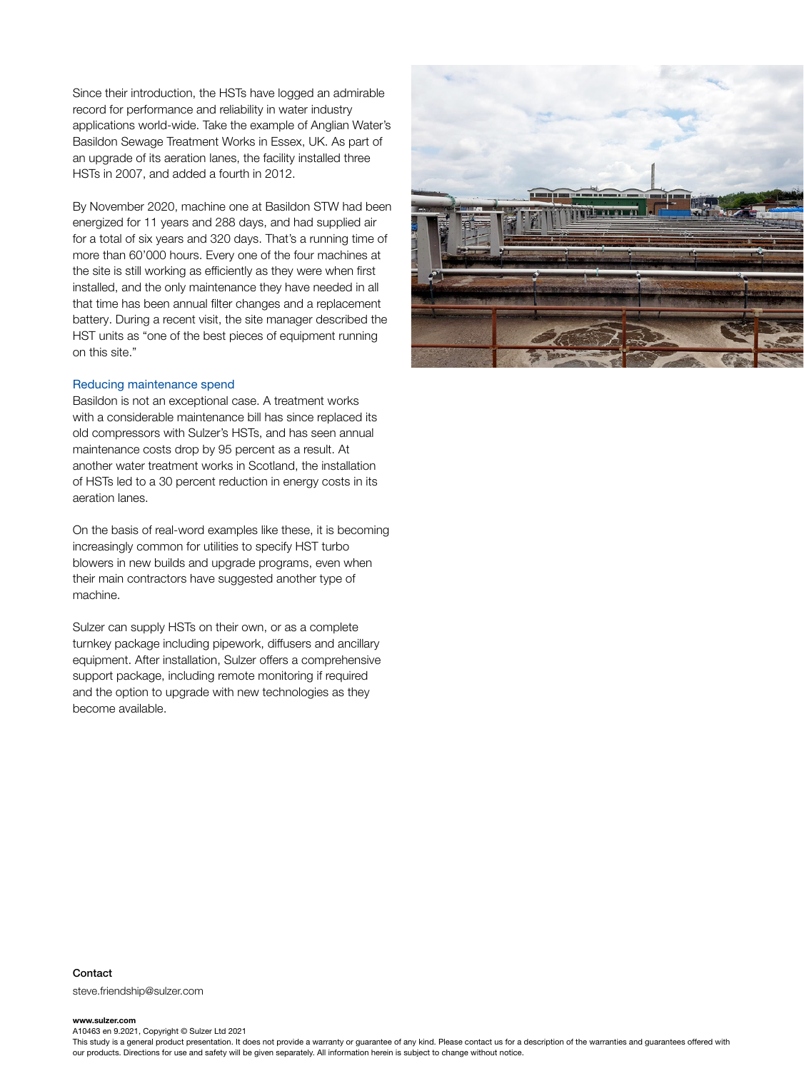Since their introduction, the HSTs have logged an admirable record for performance and reliability in water industry applications world-wide. Take the example of Anglian Water's Basildon Sewage Treatment Works in Essex, UK. As part of an upgrade of its aeration lanes, the facility installed three HSTs in 2007, and added a fourth in 2012.

By November 2020, machine one at Basildon STW had been energized for 11 years and 288 days, and had supplied air for a total of six years and 320 days. That's a running time of more than 60'000 hours. Every one of the four machines at the site is still working as efficiently as they were when first installed, and the only maintenance they have needed in all that time has been annual filter changes and a replacement battery. During a recent visit, the site manager described the HST units as "one of the best pieces of equipment running on this site."

## Reducing maintenance spend

Basildon is not an exceptional case. A treatment works with a considerable maintenance bill has since replaced its old compressors with Sulzer's HSTs, and has seen annual maintenance costs drop by 95 percent as a result. At another water treatment works in Scotland, the installation of HSTs led to a 30 percent reduction in energy costs in its aeration lanes.

On the basis of real-word examples like these, it is becoming increasingly common for utilities to specify HST turbo blowers in new builds and upgrade programs, even when their main contractors have suggested another type of machine.

Sulzer can supply HSTs on their own, or as a complete turnkey package including pipework, diffusers and ancillary equipment. After installation, Sulzer offers a comprehensive support package, including remote monitoring if required and the option to upgrade with new technologies as they become available.

**Contact**

steve.friendship@sulzer.com

**www.sulzer.com**

A10463 en 9.2021, Copyright © Sulzer Ltd 2021

This study is a general product presentation. It does not provide a warranty or guarantee of any kind. Please contact us for a description of the warranties and guarantees offered with our products. Directions for use and safety will be given separately. All information herein is subject to change without notice.